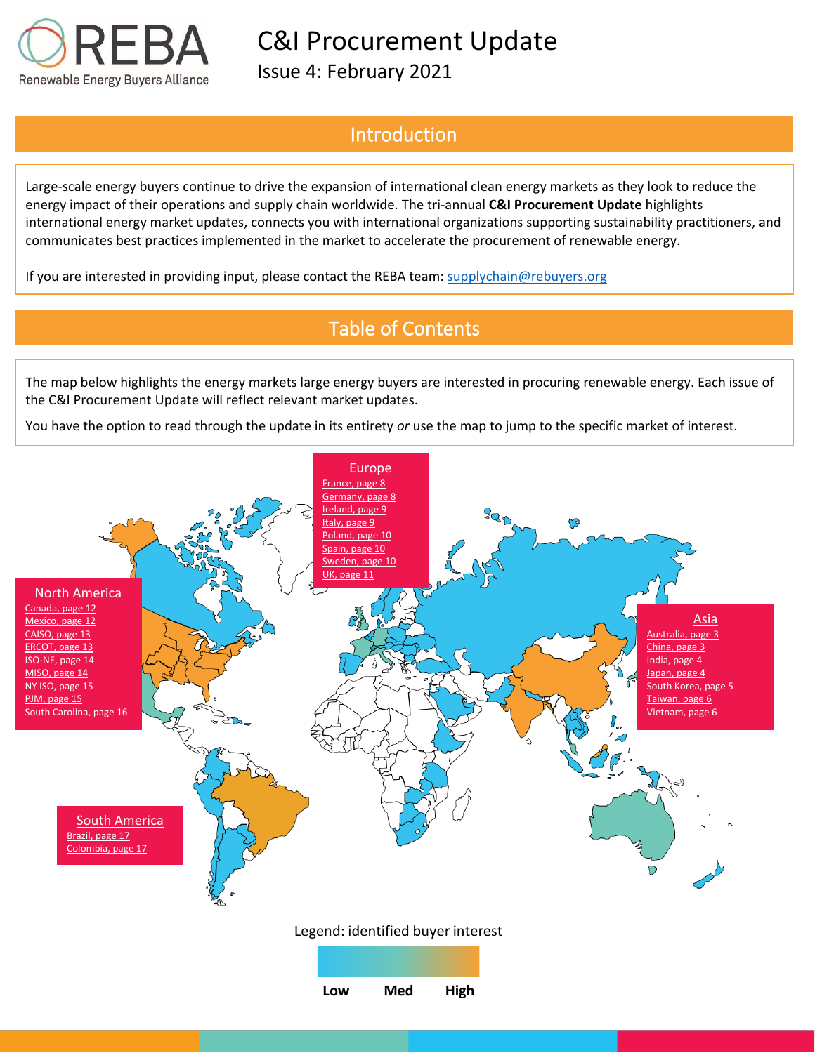REBA
Renewable Energy Buyers Alliance

# C&I Procurement Update

Issue 4: February 2021

## Introduction

Large-scale energy buyers continue to drive the expansion of international clean energy markets as they look to reduce the energy impact of their operations and supply chain worldwide. The tri-annual **C&I Procurement Update** highlights international energy market updates, connects you with international organizations supporting sustainability practitioners, and communicates best practices implemented in the market to accelerate the procurement of renewable energy.

If you are interested in providing input, please contact the REBA team: supplychain@rebuyers.org

## Table of Contents

The map below highlights the energy markets large energy buyers are interested in procuring renewable energy. Each issue of the C&I Procurement Update will reflect relevant market updates.

You have the option to read through the update in its entirety *or* use the map to jump to the specific market of interest.

### Europe

- France, page 8
- Germany, page 8
- Ireland, page 9
- Italy, page 9
- Poland, page 10
- Spain, page 10
- Sweden, page 10
- UK, page 11

### North America

- Canada, page 12
- Mexico, page 12
- CAISO, page 13
- ERCOT, page 13
- ISO-NE, page 14
- MISO, page 14
- NY ISO, page 15
- PJM, page 15
- South Carolina, page 16

### Asia

- Australia, page 3
- China, page 3
- India, page 4
- Japan, page 4
- South Korea, page 5
- Taiwan, page 6
- Vietnam, page 6

### South America

- Brazil, page 17
- Colombia, page 17

Legend: identified buyer interest

Low | Med | High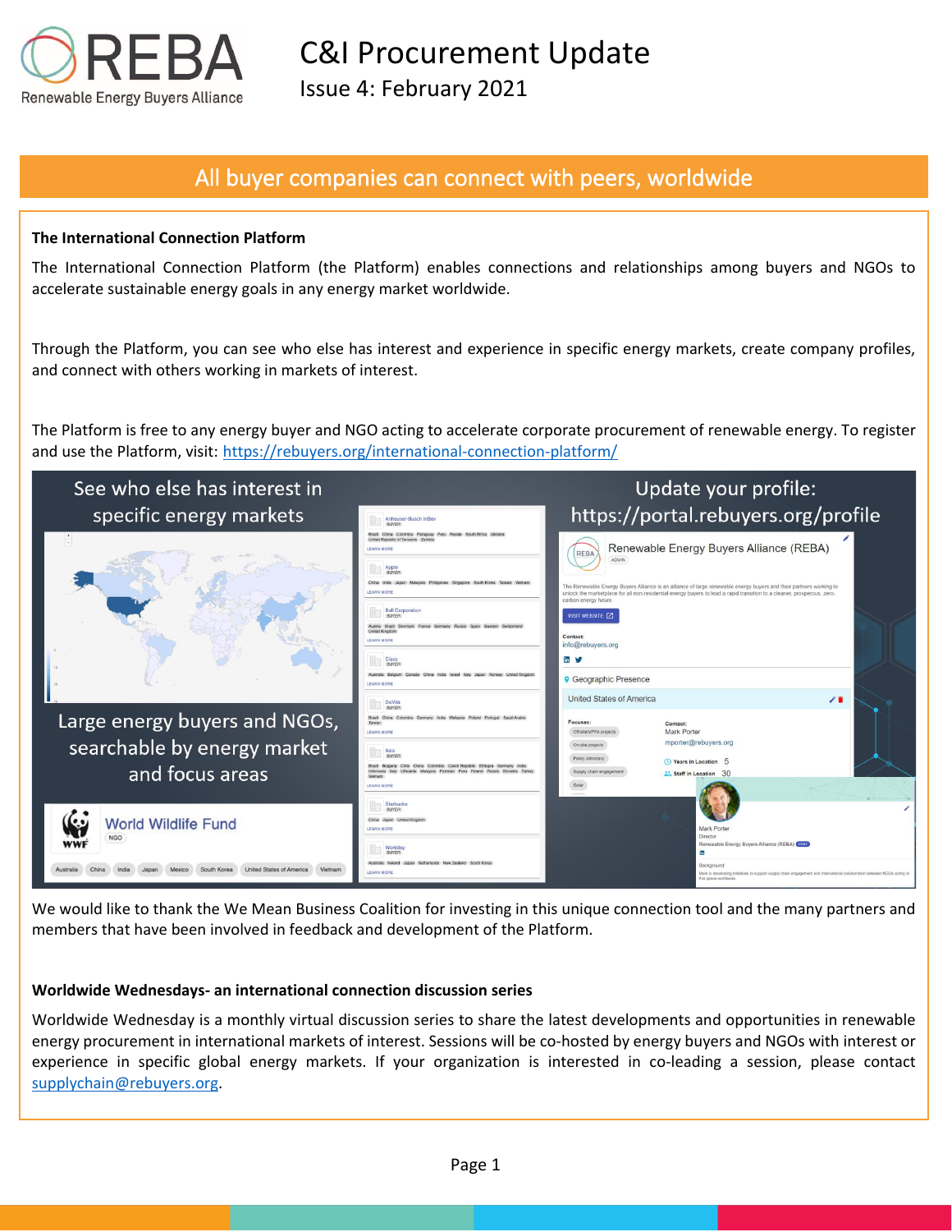# C&I Procurement Update

Issue 4: February 2021

## All buyer companies can connect with peers, worldwide

**The International Connection Platform**

The International Connection Platform (the Platform) enables connections and relationships among buyers and NGOs to accelerate sustainable energy goals in any energy market worldwide.

Through the Platform, you can see who else has interest and experience in specific energy markets, create company profiles, and connect with others working in markets of interest.

The Platform is free to any energy buyer and NGO acting to accelerate corporate procurement of renewable energy. To register and use the Platform, visit: https://rebuyers.org/international-connection-platform/

See who else has interest in specific energy markets

Large energy buyers and NGOs, searchable by energy market and focus areas

Update your profile: https://portal.rebuyers.org/profile

We would like to thank the We Mean Business Coalition for investing in this unique connection tool and the many partners and members that have been involved in feedback and development of the Platform.

**Worldwide Wednesdays- an international connection discussion series**

Worldwide Wednesday is a monthly virtual discussion series to share the latest developments and opportunities in renewable energy procurement in international markets of interest. Sessions will be co-hosted by energy buyers and NGOs with interest or experience in specific global energy markets. If your organization is interested in co-leading a session, please contact supplychain@rebuyers.org.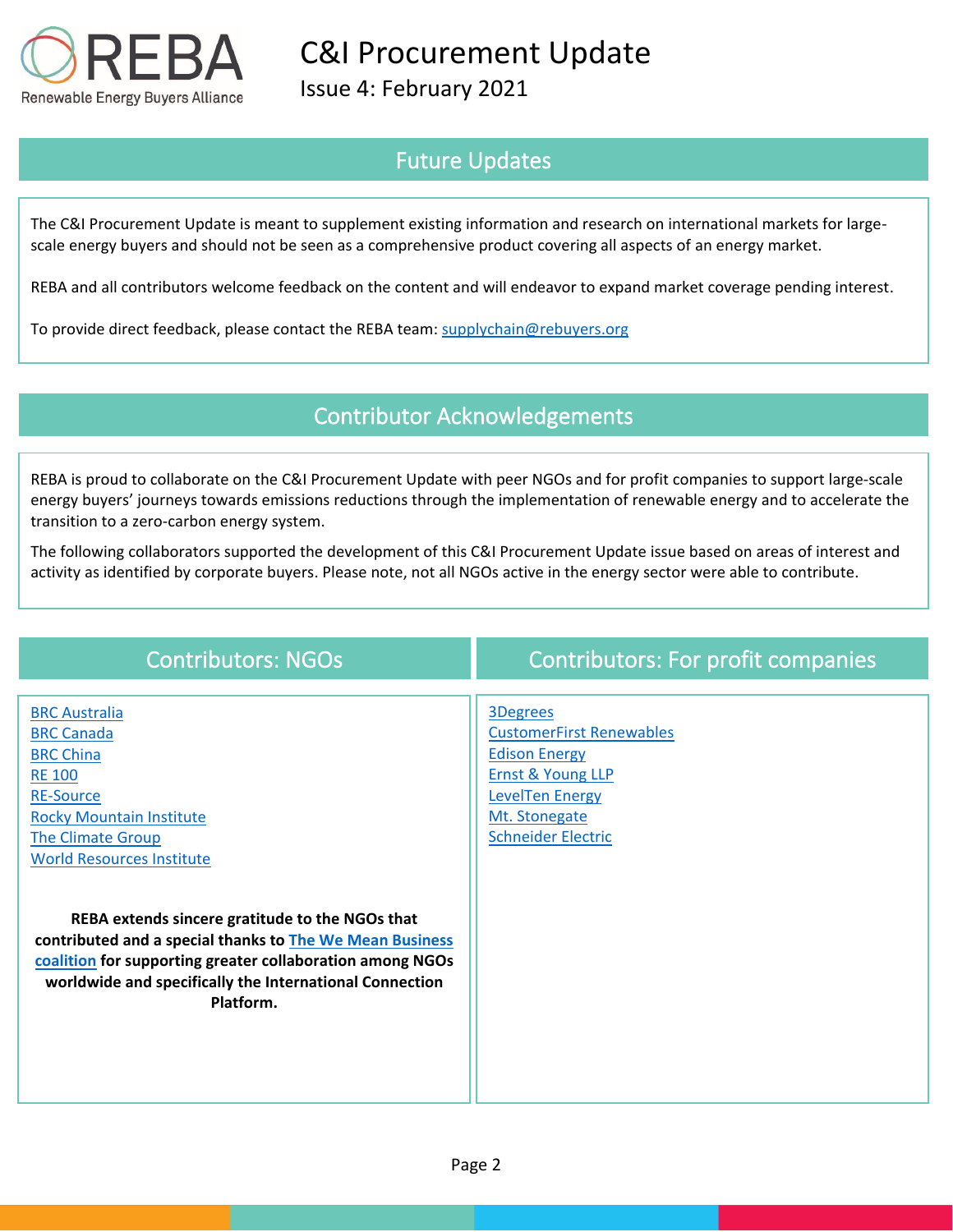# C&I Procurement Update

Issue 4: February 2021

## Future Updates

The C&I Procurement Update is meant to supplement existing information and research on international markets for large-scale energy buyers and should not be seen as a comprehensive product covering all aspects of an energy market.

REBA and all contributors welcome feedback on the content and will endeavor to expand market coverage pending interest.

To provide direct feedback, please contact the REBA team: supplychain@rebuyers.org

## Contributor Acknowledgements

REBA is proud to collaborate on the C&I Procurement Update with peer NGOs and for profit companies to support large-scale energy buyers' journeys towards emissions reductions through the implementation of renewable energy and to accelerate the transition to a zero-carbon energy system.

The following collaborators supported the development of this C&I Procurement Update issue based on areas of interest and activity as identified by corporate buyers. Please note, not all NGOs active in the energy sector were able to contribute.

## Contributors: NGOs

- BRC Australia
- BRC Canada
- BRC China
- RE 100
- RE-Source
- Rocky Mountain Institute
- The Climate Group
- World Resources Institute

**REBA extends sincere gratitude to the NGOs that contributed and a special thanks to The We Mean Business coalition for supporting greater collaboration among NGOs worldwide and specifically the International Connection Platform.**

## Contributors: For profit companies

- 3Degrees
- CustomerFirst Renewables
- Edison Energy
- Ernst & Young LLP
- LevelTen Energy
- Mt. Stonegate
- Schneider Electric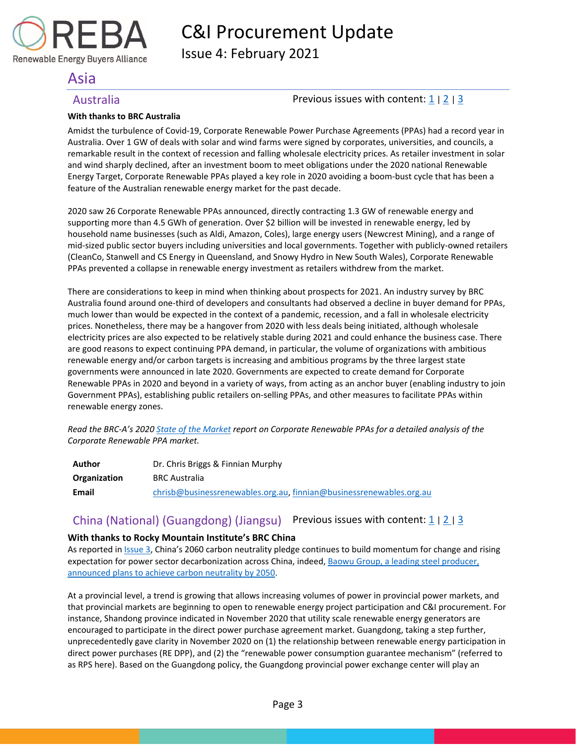# Asia

## Australia

Previous issues with content: 1 | 2 | 3

**With thanks to BRC Australia**

Amidst the turbulence of Covid-19, Corporate Renewable Power Purchase Agreements (PPAs) had a record year in Australia. Over 1 GW of deals with solar and wind farms were signed by corporates, universities, and councils, a remarkable result in the context of recession and falling wholesale electricity prices. As retailer investment in solar and wind sharply declined, after an investment boom to meet obligations under the 2020 national Renewable Energy Target, Corporate Renewable PPAs played a key role in 2020 avoiding a boom-bust cycle that has been a feature of the Australian renewable energy market for the past decade.

2020 saw 26 Corporate Renewable PPAs announced, directly contracting 1.3 GW of renewable energy and supporting more than 4.5 GWh of generation. Over $2 billion will be invested in renewable energy, led by household name businesses (such as Aldi, Amazon, Coles), large energy users (Newcrest Mining), and a range of mid-sized public sector buyers including universities and local governments. Together with publicly-owned retailers (CleanCo, Stanwell and CS Energy in Queensland, and Snowy Hydro in New South Wales), Corporate Renewable PPAs prevented a collapse in renewable energy investment as retailers withdrew from the market.

There are considerations to keep in mind when thinking about prospects for 2021. An industry survey by BRC Australia found around one-third of developers and consultants had observed a decline in buyer demand for PPAs, much lower than would be expected in the context of a pandemic, recession, and a fall in wholesale electricity prices. Nonetheless, there may be a hangover from 2020 with less deals being initiated, although wholesale electricity prices are also expected to be relatively stable during 2021 and could enhance the business case. There are good reasons to expect continuing PPA demand, in particular, the volume of organizations with ambitious renewable energy and/or carbon targets is increasing and ambitious programs by the three largest state governments were announced in late 2020. Governments are expected to create demand for Corporate Renewable PPAs in 2020 and beyond in a variety of ways, from acting as an anchor buyer (enabling industry to join Government PPAs), establishing public retailers on-selling PPAs, and other measures to facilitate PPAs within renewable energy zones.

*Read the BRC-A's 2020 State of the Market report on Corporate Renewable PPAs for a detailed analysis of the Corporate Renewable PPA market.*

| | |
|---|---|
| **Author** | Dr. Chris Briggs & Finnian Murphy |
| **Organization** | BRC Australia |
| **Email** | chrisb@businessrenewables.org.au, finnian@businessrenewables.org.au |

## China (National) (Guangdong) (Jiangsu)

Previous issues with content: 1 | 2 | 3

**With thanks to Rocky Mountain Institute's BRC China**

As reported in Issue 3, China's 2060 carbon neutrality pledge continues to build momentum for change and rising expectation for power sector decarbonization across China, indeed, Baowu Group, a leading steel producer, announced plans to achieve carbon neutrality by 2050.

At a provincial level, a trend is growing that allows increasing volumes of power in provincial power markets, and that provincial markets are beginning to open to renewable energy project participation and C&I procurement. For instance, Shandong province indicated in November 2020 that utility scale renewable energy generators are encouraged to participate in the direct power purchase agreement market. Guangdong, taking a step further, unprecedentedly gave clarity in November 2020 on (1) the relationship between renewable energy participation in direct power purchases (RE DPP), and (2) the "renewable power consumption guarantee mechanism" (referred to as RPS here). Based on the Guangdong policy, the Guangdong provincial power exchange center will play an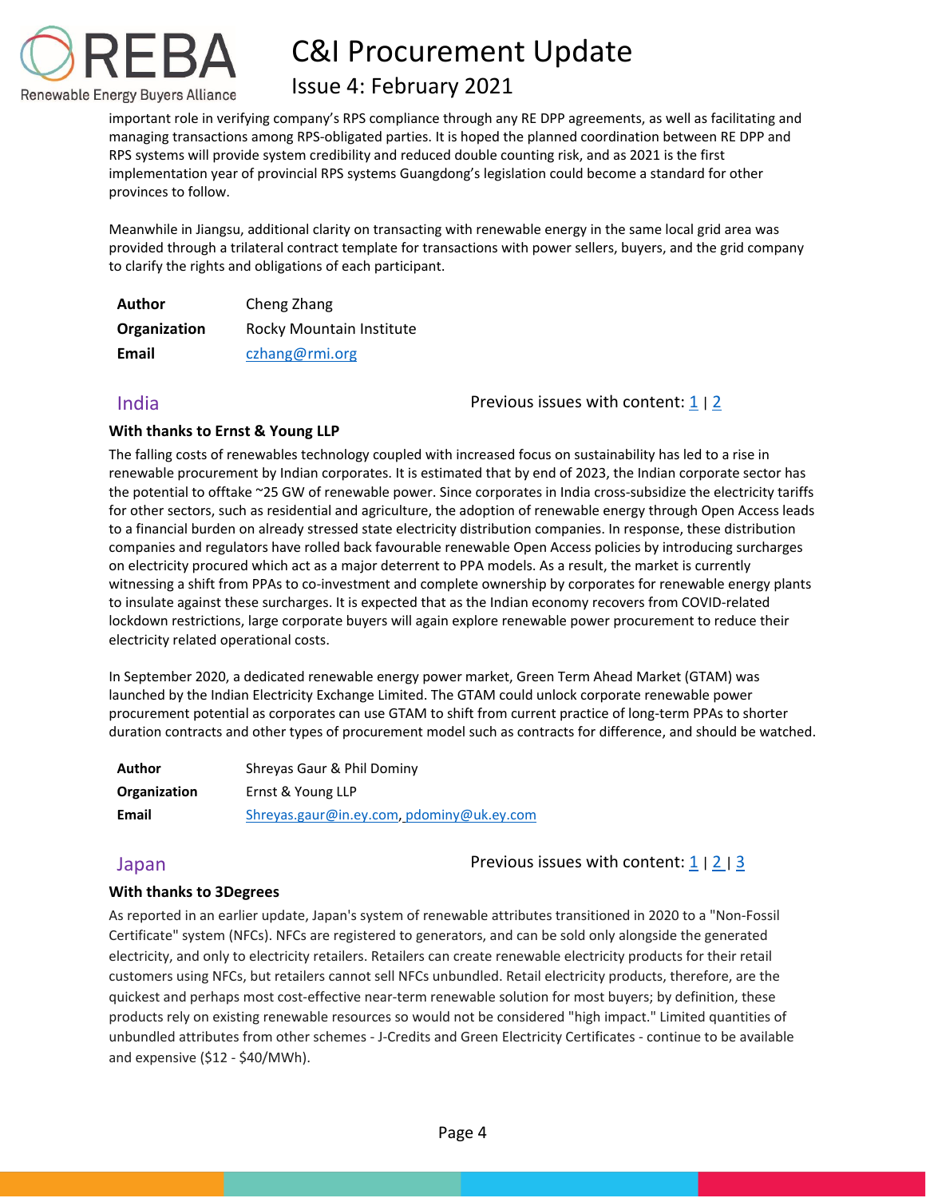important role in verifying company's RPS compliance through any RE DPP agreements, as well as facilitating and managing transactions among RPS-obligated parties. It is hoped the planned coordination between RE DPP and RPS systems will provide system credibility and reduced double counting risk, and as 2021 is the first implementation year of provincial RPS systems Guangdong's legislation could become a standard for other provinces to follow.

Meanwhile in Jiangsu, additional clarity on transacting with renewable energy in the same local grid area was provided through a trilateral contract template for transactions with power sellers, buyers, and the grid company to clarify the rights and obligations of each participant.

| | |
|---|---|
| **Author** | Cheng Zhang |
| **Organization** | Rocky Mountain Institute |
| **Email** | czhang@rmi.org |

## India

Previous issues with content: 1 | 2

**With thanks to Ernst & Young LLP**

The falling costs of renewables technology coupled with increased focus on sustainability has led to a rise in renewable procurement by Indian corporates. It is estimated that by end of 2023, the Indian corporate sector has the potential to offtake ~25 GW of renewable power. Since corporates in India cross-subsidize the electricity tariffs for other sectors, such as residential and agriculture, the adoption of renewable energy through Open Access leads to a financial burden on already stressed state electricity distribution companies. In response, these distribution companies and regulators have rolled back favourable renewable Open Access policies by introducing surcharges on electricity procured which act as a major deterrent to PPA models. As a result, the market is currently witnessing a shift from PPAs to co-investment and complete ownership by corporates for renewable energy plants to insulate against these surcharges. It is expected that as the Indian economy recovers from COVID-related lockdown restrictions, large corporate buyers will again explore renewable power procurement to reduce their electricity related operational costs.

In September 2020, a dedicated renewable energy power market, Green Term Ahead Market (GTAM) was launched by the Indian Electricity Exchange Limited. The GTAM could unlock corporate renewable power procurement potential as corporates can use GTAM to shift from current practice of long-term PPAs to shorter duration contracts and other types of procurement model such as contracts for difference, and should be watched.

| | |
|---|---|
| **Author** | Shreyas Gaur & Phil Dominy |
| **Organization** | Ernst & Young LLP |
| **Email** | Shreyas.gaur@in.ey.com, pdominy@uk.ey.com |

## Japan

Previous issues with content: 1 | 2 | 3

**With thanks to 3Degrees**

As reported in an earlier update, Japan's system of renewable attributes transitioned in 2020 to a "Non-Fossil Certificate" system (NFCs). NFCs are registered to generators, and can be sold only alongside the generated electricity, and only to electricity retailers. Retailers can create renewable electricity products for their retail customers using NFCs, but retailers cannot sell NFCs unbundled. Retail electricity products, therefore, are the quickest and perhaps most cost-effective near-term renewable solution for most buyers; by definition, these products rely on existing renewable resources so would not be considered "high impact." Limited quantities of unbundled attributes from other schemes - J-Credits and Green Electricity Certificates - continue to be available and expensive ($12 - $40/MWh).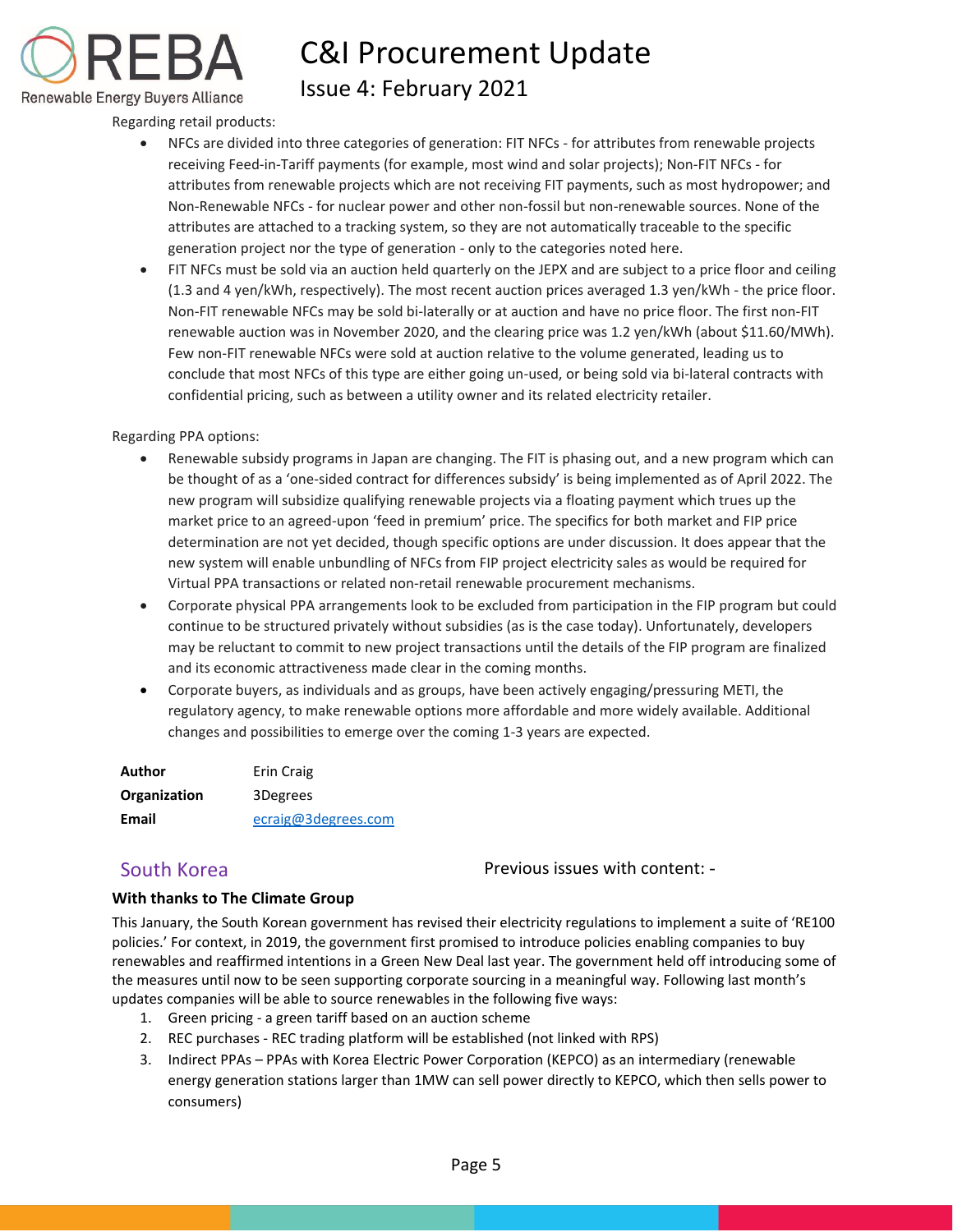Regarding retail products:

- NFCs are divided into three categories of generation: FIT NFCs - for attributes from renewable projects receiving Feed-in-Tariff payments (for example, most wind and solar projects); Non-FIT NFCs - for attributes from renewable projects which are not receiving FIT payments, such as most hydropower; and Non-Renewable NFCs - for nuclear power and other non-fossil but non-renewable sources. None of the attributes are attached to a tracking system, so they are not automatically traceable to the specific generation project nor the type of generation - only to the categories noted here.
- FIT NFCs must be sold via an auction held quarterly on the JEPX and are subject to a price floor and ceiling (1.3 and 4 yen/kWh, respectively). The most recent auction prices averaged 1.3 yen/kWh - the price floor. Non-FIT renewable NFCs may be sold bi-laterally or at auction and have no price floor. The first non-FIT renewable auction was in November 2020, and the clearing price was 1.2 yen/kWh (about $11.60/MWh). Few non-FIT renewable NFCs were sold at auction relative to the volume generated, leading us to conclude that most NFCs of this type are either going un-used, or being sold via bi-lateral contracts with confidential pricing, such as between a utility owner and its related electricity retailer.

Regarding PPA options:

- Renewable subsidy programs in Japan are changing. The FIT is phasing out, and a new program which can be thought of as a 'one-sided contract for differences subsidy' is being implemented as of April 2022. The new program will subsidize qualifying renewable projects via a floating payment which trues up the market price to an agreed-upon 'feed in premium' price. The specifics for both market and FIP price determination are not yet decided, though specific options are under discussion. It does appear that the new system will enable unbundling of NFCs from FIP project electricity sales as would be required for Virtual PPA transactions or related non-retail renewable procurement mechanisms.
- Corporate physical PPA arrangements look to be excluded from participation in the FIP program but could continue to be structured privately without subsidies (as is the case today). Unfortunately, developers may be reluctant to commit to new project transactions until the details of the FIP program are finalized and its economic attractiveness made clear in the coming months.
- Corporate buyers, as individuals and as groups, have been actively engaging/pressuring METI, the regulatory agency, to make renewable options more affordable and more widely available. Additional changes and possibilities to emerge over the coming 1-3 years are expected.

| | |
|---|---|
| **Author** | Erin Craig |
| **Organization** | 3Degrees |
| **Email** | ecraig@3degrees.com |

## South Korea

Previous issues with content: -

**With thanks to The Climate Group**

This January, the South Korean government has revised their electricity regulations to implement a suite of 'RE100 policies.' For context, in 2019, the government first promised to introduce policies enabling companies to buy renewables and reaffirmed intentions in a Green New Deal last year. The government held off introducing some of the measures until now to be seen supporting corporate sourcing in a meaningful way. Following last month's updates companies will be able to source renewables in the following five ways:

1. Green pricing - a green tariff based on an auction scheme
2. REC purchases - REC trading platform will be established (not linked with RPS)
3. Indirect PPAs – PPAs with Korea Electric Power Corporation (KEPCO) as an intermediary (renewable energy generation stations larger than 1MW can sell power directly to KEPCO, which then sells power to consumers)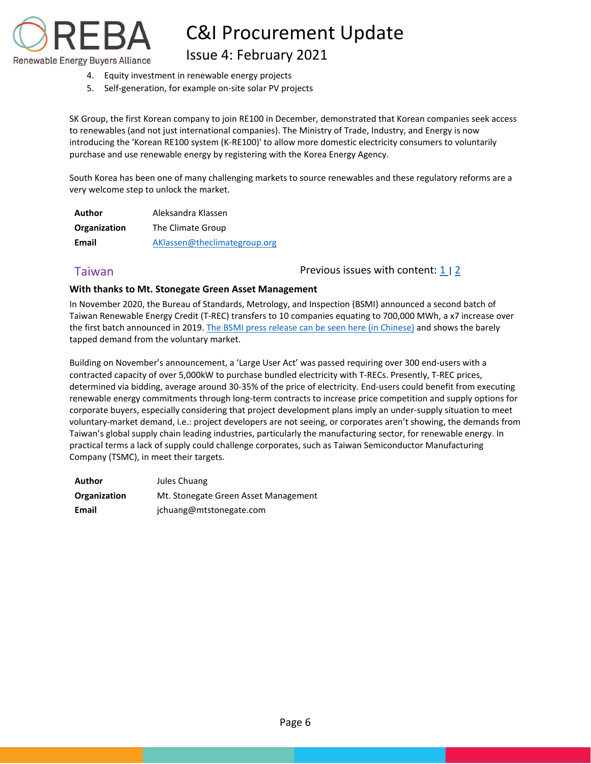4. Equity investment in renewable energy projects
5. Self-generation, for example on-site solar PV projects

SK Group, the first Korean company to join RE100 in December, demonstrated that Korean companies seek access to renewables (and not just international companies). The Ministry of Trade, Industry, and Energy is now introducing the 'Korean RE100 system (K-RE100)' to allow more domestic electricity consumers to voluntarily purchase and use renewable energy by registering with the Korea Energy Agency.

South Korea has been one of many challenging markets to source renewables and these regulatory reforms are a very welcome step to unlock the market.

| | |
|---|---|
| **Author** | Aleksandra Klassen |
| **Organization** | The Climate Group |
| **Email** | [AKlassen@theclimategroup.org](mailto:AKlassen@theclimategroup.org) |

## Taiwan

Previous issues with content: [1](#) | [2](#)

**With thanks to Mt. Stonegate Green Asset Management**

In November 2020, the Bureau of Standards, Metrology, and Inspection (BSMI) announced a second batch of Taiwan Renewable Energy Credit (T-REC) transfers to 10 companies equating to 700,000 MWh, a x7 increase over the first batch announced in 2019. [The BSMI press release can be seen here (in Chinese)](#) and shows the barely tapped demand from the voluntary market.

Building on November's announcement, a 'Large User Act' was passed requiring over 300 end-users with a contracted capacity of over 5,000kW to purchase bundled electricity with T-RECs. Presently, T-REC prices, determined via bidding, average around 30-35% of the price of electricity. End-users could benefit from executing renewable energy commitments through long-term contracts to increase price competition and supply options for corporate buyers, especially considering that project development plans imply an under-supply situation to meet voluntary-market demand, i.e.: project developers are not seeing, or corporates aren't showing, the demands from Taiwan's global supply chain leading industries, particularly the manufacturing sector, for renewable energy. In practical terms a lack of supply could challenge corporates, such as Taiwan Semiconductor Manufacturing Company (TSMC), in meet their targets.

| | |
|---|---|
| **Author** | Jules Chuang |
| **Organization** | Mt. Stonegate Green Asset Management |
| **Email** | jchuang@mtstonegate.com |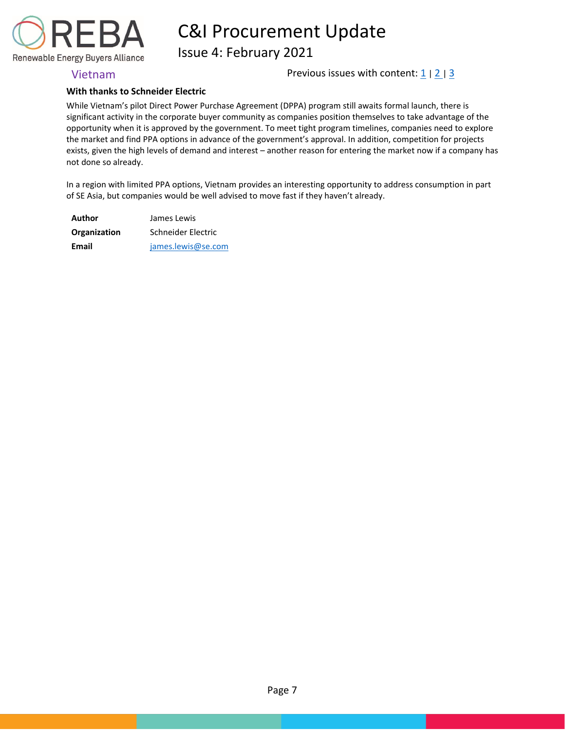## Vietnam

Previous issues with content: 1 | 2 | 3

**With thanks to Schneider Electric**

While Vietnam's pilot Direct Power Purchase Agreement (DPPA) program still awaits formal launch, there is significant activity in the corporate buyer community as companies position themselves to take advantage of the opportunity when it is approved by the government. To meet tight program timelines, companies need to explore the market and find PPA options in advance of the government's approval. In addition, competition for projects exists, given the high levels of demand and interest – another reason for entering the market now if a company has not done so already.

In a region with limited PPA options, Vietnam provides an interesting opportunity to address consumption in part of SE Asia, but companies would be well advised to move fast if they haven't already.

| | |
|---|---|
| **Author** | James Lewis |
| **Organization** | Schneider Electric |
| **Email** | james.lewis@se.com |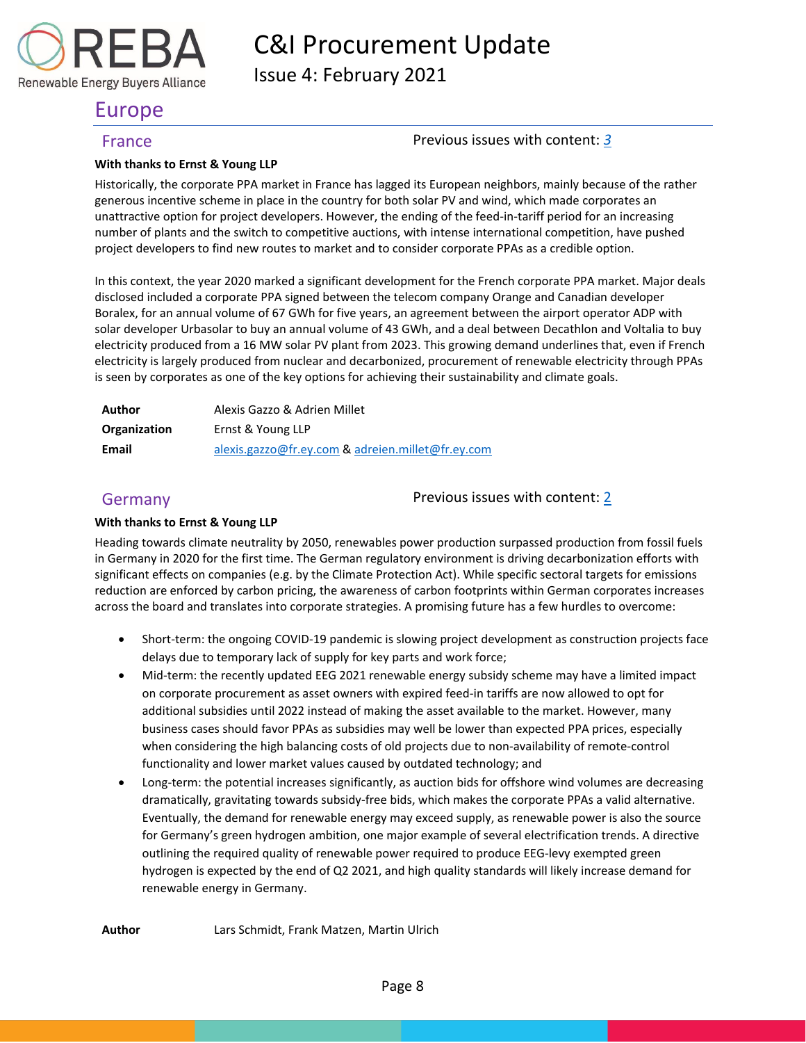## Europe

### France

Previous issues with content: *3*

**With thanks to Ernst & Young LLP**

Historically, the corporate PPA market in France has lagged its European neighbors, mainly because of the rather generous incentive scheme in place in the country for both solar PV and wind, which made corporates an unattractive option for project developers. However, the ending of the feed-in-tariff period for an increasing number of plants and the switch to competitive auctions, with intense international competition, have pushed project developers to find new routes to market and to consider corporate PPAs as a credible option.

In this context, the year 2020 marked a significant development for the French corporate PPA market. Major deals disclosed included a corporate PPA signed between the telecom company Orange and Canadian developer Boralex, for an annual volume of 67 GWh for five years, an agreement between the airport operator ADP with solar developer Urbasolar to buy an annual volume of 43 GWh, and a deal between Decathlon and Voltalia to buy electricity produced from a 16 MW solar PV plant from 2023. This growing demand underlines that, even if French electricity is largely produced from nuclear and decarbonized, procurement of renewable electricity through PPAs is seen by corporates as one of the key options for achieving their sustainability and climate goals.

| | |
|---|---|
| **Author** | Alexis Gazzo & Adrien Millet |
| **Organization** | Ernst & Young LLP |
| **Email** | alexis.gazzo@fr.ey.com & adreien.millet@fr.ey.com |

### Germany

Previous issues with content: 2

**With thanks to Ernst & Young LLP**

Heading towards climate neutrality by 2050, renewables power production surpassed production from fossil fuels in Germany in 2020 for the first time. The German regulatory environment is driving decarbonization efforts with significant effects on companies (e.g. by the Climate Protection Act). While specific sectoral targets for emissions reduction are enforced by carbon pricing, the awareness of carbon footprints within German corporates increases across the board and translates into corporate strategies. A promising future has a few hurdles to overcome:

- Short-term: the ongoing COVID-19 pandemic is slowing project development as construction projects face delays due to temporary lack of supply for key parts and work force;
- Mid-term: the recently updated EEG 2021 renewable energy subsidy scheme may have a limited impact on corporate procurement as asset owners with expired feed-in tariffs are now allowed to opt for additional subsidies until 2022 instead of making the asset available to the market. However, many business cases should favor PPAs as subsidies may well be lower than expected PPA prices, especially when considering the high balancing costs of old projects due to non-availability of remote-control functionality and lower market values caused by outdated technology; and
- Long-term: the potential increases significantly, as auction bids for offshore wind volumes are decreasing dramatically, gravitating towards subsidy-free bids, which makes the corporate PPAs a valid alternative. Eventually, the demand for renewable energy may exceed supply, as renewable power is also the source for Germany's green hydrogen ambition, one major example of several electrification trends. A directive outlining the required quality of renewable power required to produce EEG-levy exempted green hydrogen is expected by the end of Q2 2021, and high quality standards will likely increase demand for renewable energy in Germany.

| | |
|---|---|
| **Author** | Lars Schmidt, Frank Matzen, Martin Ulrich |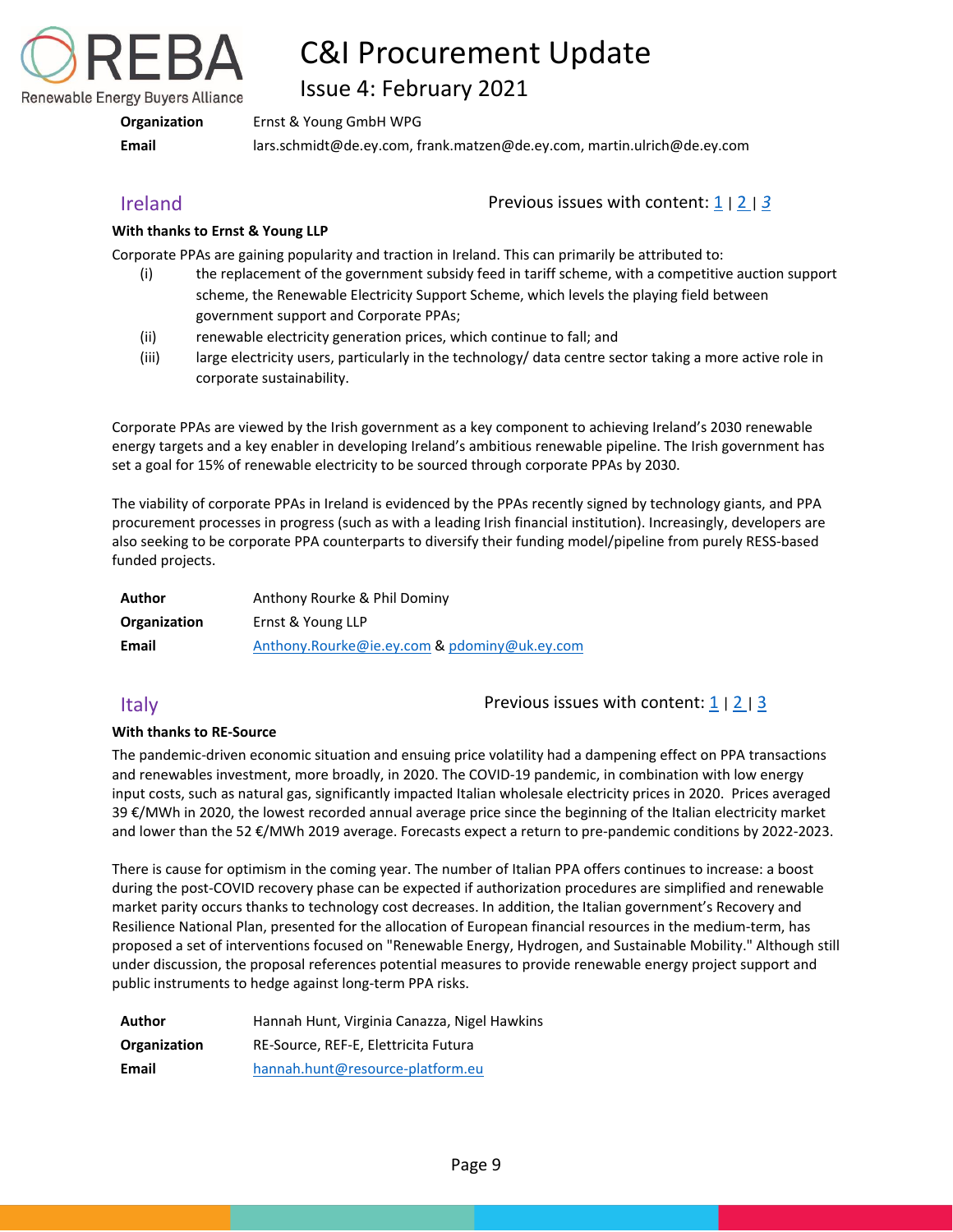| | |
|---|---|
| **Organization** | Ernst & Young GmbH WPG |
| **Email** | lars.schmidt@de.ey.com, frank.matzen@de.ey.com, martin.ulrich@de.ey.com |

## Ireland

Previous issues with content: 1 | 2 | 3

**With thanks to Ernst & Young LLP**

Corporate PPAs are gaining popularity and traction in Ireland. This can primarily be attributed to:

(i) the replacement of the government subsidy feed in tariff scheme, with a competitive auction support scheme, the Renewable Electricity Support Scheme, which levels the playing field between government support and Corporate PPAs;

(ii) renewable electricity generation prices, which continue to fall; and

(iii) large electricity users, particularly in the technology/ data centre sector taking a more active role in corporate sustainability.

Corporate PPAs are viewed by the Irish government as a key component to achieving Ireland's 2030 renewable energy targets and a key enabler in developing Ireland's ambitious renewable pipeline. The Irish government has set a goal for 15% of renewable electricity to be sourced through corporate PPAs by 2030.

The viability of corporate PPAs in Ireland is evidenced by the PPAs recently signed by technology giants, and PPA procurement processes in progress (such as with a leading Irish financial institution). Increasingly, developers are also seeking to be corporate PPA counterparts to diversify their funding model/pipeline from purely RESS-based funded projects.

| | |
|---|---|
| **Author** | Anthony Rourke & Phil Dominy |
| **Organization** | Ernst & Young LLP |
| **Email** | Anthony.Rourke@ie.ey.com & pdominy@uk.ey.com |

## Italy

Previous issues with content: 1 | 2 | 3

**With thanks to RE-Source**

The pandemic-driven economic situation and ensuing price volatility had a dampening effect on PPA transactions and renewables investment, more broadly, in 2020. The COVID-19 pandemic, in combination with low energy input costs, such as natural gas, significantly impacted Italian wholesale electricity prices in 2020. Prices averaged 39 €/MWh in 2020, the lowest recorded annual average price since the beginning of the Italian electricity market and lower than the 52 €/MWh 2019 average. Forecasts expect a return to pre-pandemic conditions by 2022-2023.

There is cause for optimism in the coming year. The number of Italian PPA offers continues to increase: a boost during the post-COVID recovery phase can be expected if authorization procedures are simplified and renewable market parity occurs thanks to technology cost decreases. In addition, the Italian government's Recovery and Resilience National Plan, presented for the allocation of European financial resources in the medium-term, has proposed a set of interventions focused on "Renewable Energy, Hydrogen, and Sustainable Mobility." Although still under discussion, the proposal references potential measures to provide renewable energy project support and public instruments to hedge against long-term PPA risks.

| | |
|---|---|
| **Author** | Hannah Hunt, Virginia Canazza, Nigel Hawkins |
| **Organization** | RE-Source, REF-E, Elettricita Futura |
| **Email** | hannah.hunt@resource-platform.eu |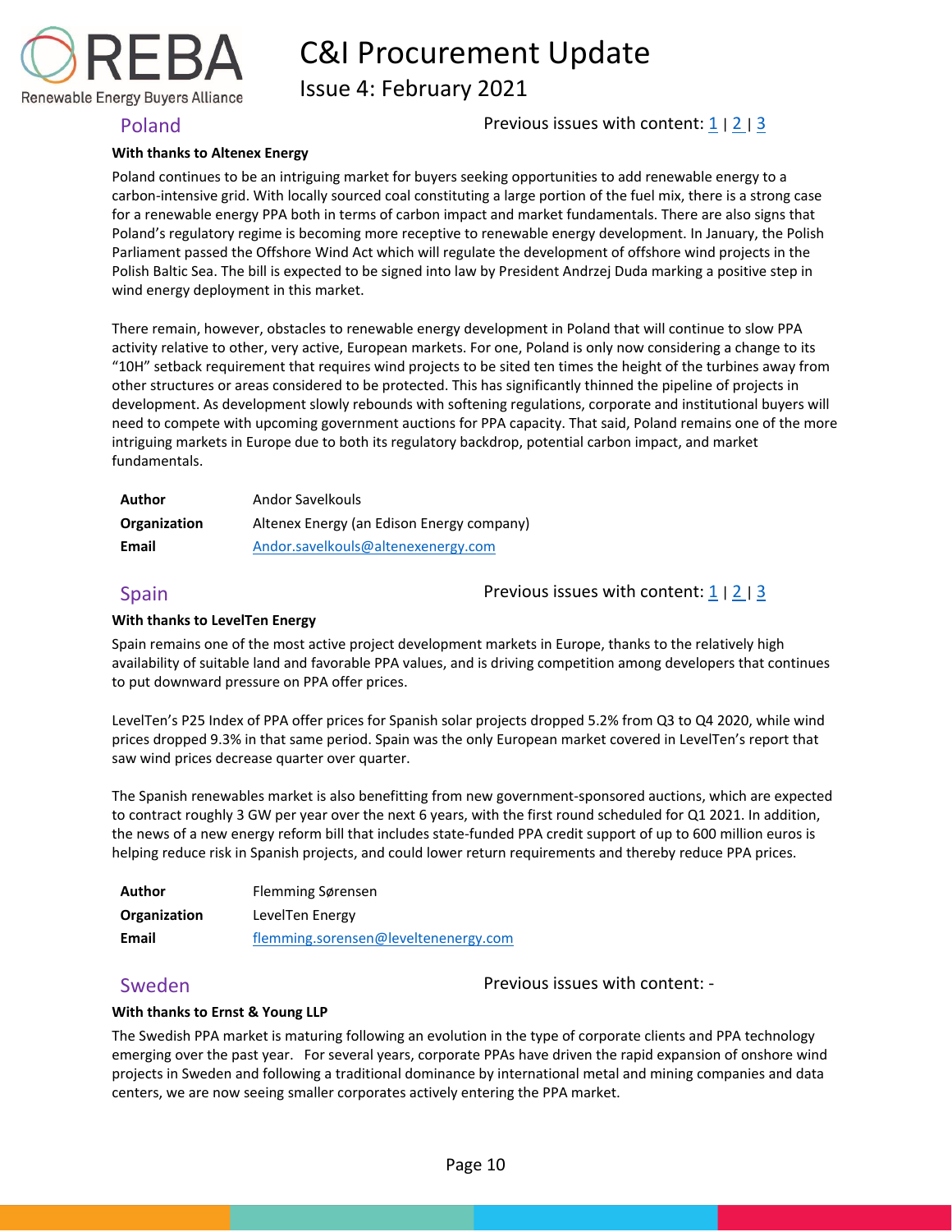## Poland

Previous issues with content: 1 | 2 | 3

**With thanks to Altenex Energy**

Poland continues to be an intriguing market for buyers seeking opportunities to add renewable energy to a carbon-intensive grid. With locally sourced coal constituting a large portion of the fuel mix, there is a strong case for a renewable energy PPA both in terms of carbon impact and market fundamentals. There are also signs that Poland's regulatory regime is becoming more receptive to renewable energy development. In January, the Polish Parliament passed the Offshore Wind Act which will regulate the development of offshore wind projects in the Polish Baltic Sea. The bill is expected to be signed into law by President Andrzej Duda marking a positive step in wind energy deployment in this market.

There remain, however, obstacles to renewable energy development in Poland that will continue to slow PPA activity relative to other, very active, European markets. For one, Poland is only now considering a change to its "10H" setback requirement that requires wind projects to be sited ten times the height of the turbines away from other structures or areas considered to be protected. This has significantly thinned the pipeline of projects in development. As development slowly rebounds with softening regulations, corporate and institutional buyers will need to compete with upcoming government auctions for PPA capacity. That said, Poland remains one of the more intriguing markets in Europe due to both its regulatory backdrop, potential carbon impact, and market fundamentals.

| | |
|---|---|
| **Author** | Andor Savelkouls |
| **Organization** | Altenex Energy (an Edison Energy company) |
| **Email** | Andor.savelkouls@altenexenergy.com |

## Spain

Previous issues with content: 1 | 2 | 3

**With thanks to LevelTen Energy**

Spain remains one of the most active project development markets in Europe, thanks to the relatively high availability of suitable land and favorable PPA values, and is driving competition among developers that continues to put downward pressure on PPA offer prices.

LevelTen's P25 Index of PPA offer prices for Spanish solar projects dropped 5.2% from Q3 to Q4 2020, while wind prices dropped 9.3% in that same period. Spain was the only European market covered in LevelTen's report that saw wind prices decrease quarter over quarter.

The Spanish renewables market is also benefitting from new government-sponsored auctions, which are expected to contract roughly 3 GW per year over the next 6 years, with the first round scheduled for Q1 2021. In addition, the news of a new energy reform bill that includes state-funded PPA credit support of up to 600 million euros is helping reduce risk in Spanish projects, and could lower return requirements and thereby reduce PPA prices.

| | |
|---|---|
| **Author** | Flemming Sørensen |
| **Organization** | LevelTen Energy |
| **Email** | flemming.sorensen@leveltenenergy.com |

## Sweden

Previous issues with content: -

**With thanks to Ernst & Young LLP**

The Swedish PPA market is maturing following an evolution in the type of corporate clients and PPA technology emerging over the past year. For several years, corporate PPAs have driven the rapid expansion of onshore wind projects in Sweden and following a traditional dominance by international metal and mining companies and data centers, we are now seeing smaller corporates actively entering the PPA market.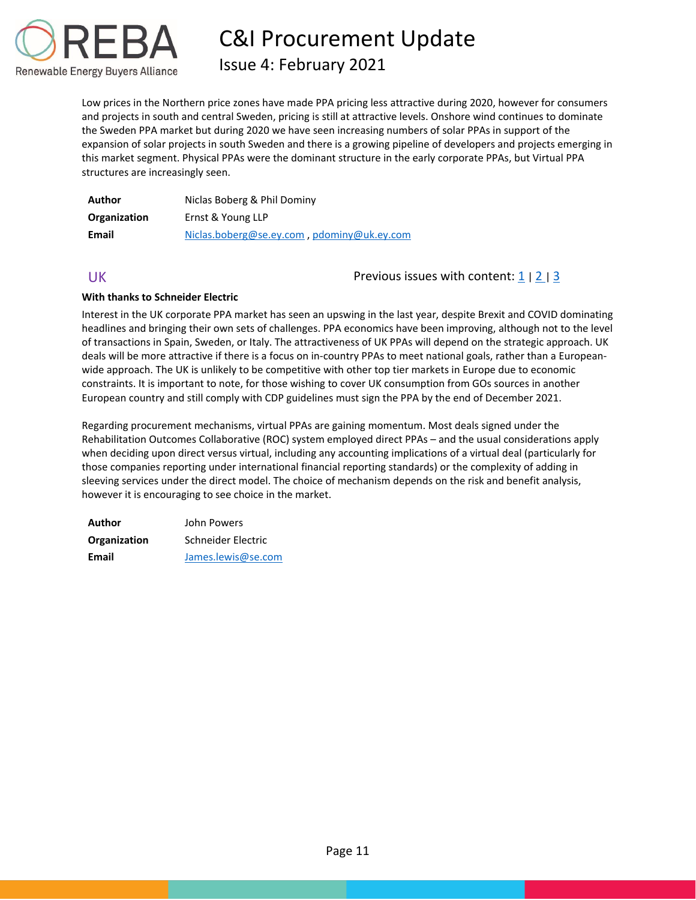Low prices in the Northern price zones have made PPA pricing less attractive during 2020, however for consumers and projects in south and central Sweden, pricing is still at attractive levels. Onshore wind continues to dominate the Sweden PPA market but during 2020 we have seen increasing numbers of solar PPAs in support of the expansion of solar projects in south Sweden and there is a growing pipeline of developers and projects emerging in this market segment. Physical PPAs were the dominant structure in the early corporate PPAs, but Virtual PPA structures are increasingly seen.

| | |
|---|---|
| **Author** | Niclas Boberg & Phil Dominy |
| **Organization** | Ernst & Young LLP |
| **Email** | Niclas.boberg@se.ey.com , pdominy@uk.ey.com |

## UK

Previous issues with content: 1 | 2 | 3

**With thanks to Schneider Electric**

Interest in the UK corporate PPA market has seen an upswing in the last year, despite Brexit and COVID dominating headlines and bringing their own sets of challenges. PPA economics have been improving, although not to the level of transactions in Spain, Sweden, or Italy. The attractiveness of UK PPAs will depend on the strategic approach. UK deals will be more attractive if there is a focus on in-country PPAs to meet national goals, rather than a European-wide approach. The UK is unlikely to be competitive with other top tier markets in Europe due to economic constraints. It is important to note, for those wishing to cover UK consumption from GOs sources in another European country and still comply with CDP guidelines must sign the PPA by the end of December 2021.

Regarding procurement mechanisms, virtual PPAs are gaining momentum. Most deals signed under the Rehabilitation Outcomes Collaborative (ROC) system employed direct PPAs – and the usual considerations apply when deciding upon direct versus virtual, including any accounting implications of a virtual deal (particularly for those companies reporting under international financial reporting standards) or the complexity of adding in sleeving services under the direct model. The choice of mechanism depends on the risk and benefit analysis, however it is encouraging to see choice in the market.

| | |
|---|---|
| **Author** | John Powers |
| **Organization** | Schneider Electric |
| **Email** | James.lewis@se.com |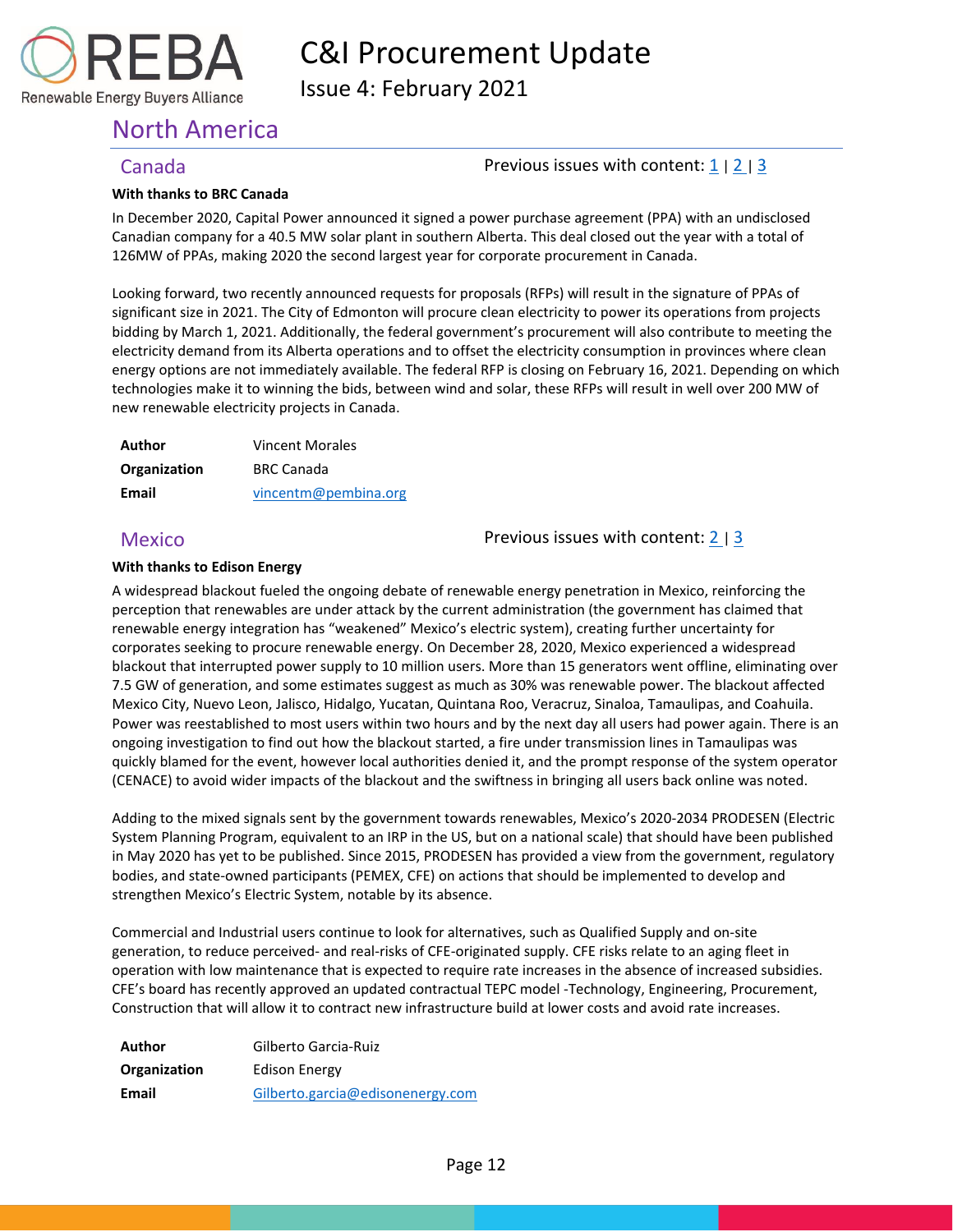# North America

## Canada

Previous issues with content: 1 | 2 | 3

**With thanks to BRC Canada**

In December 2020, Capital Power announced it signed a power purchase agreement (PPA) with an undisclosed Canadian company for a 40.5 MW solar plant in southern Alberta. This deal closed out the year with a total of 126MW of PPAs, making 2020 the second largest year for corporate procurement in Canada.

Looking forward, two recently announced requests for proposals (RFPs) will result in the signature of PPAs of significant size in 2021. The City of Edmonton will procure clean electricity to power its operations from projects bidding by March 1, 2021. Additionally, the federal government's procurement will also contribute to meeting the electricity demand from its Alberta operations and to offset the electricity consumption in provinces where clean energy options are not immediately available. The federal RFP is closing on February 16, 2021. Depending on which technologies make it to winning the bids, between wind and solar, these RFPs will result in well over 200 MW of new renewable electricity projects in Canada.

| | |
|---|---|
| **Author** | Vincent Morales |
| **Organization** | BRC Canada |
| **Email** | vincentm@pembina.org |

## Mexico

Previous issues with content: 2 | 3

**With thanks to Edison Energy**

A widespread blackout fueled the ongoing debate of renewable energy penetration in Mexico, reinforcing the perception that renewables are under attack by the current administration (the government has claimed that renewable energy integration has "weakened" Mexico's electric system), creating further uncertainty for corporates seeking to procure renewable energy. On December 28, 2020, Mexico experienced a widespread blackout that interrupted power supply to 10 million users. More than 15 generators went offline, eliminating over 7.5 GW of generation, and some estimates suggest as much as 30% was renewable power. The blackout affected Mexico City, Nuevo Leon, Jalisco, Hidalgo, Yucatan, Quintana Roo, Veracruz, Sinaloa, Tamaulipas, and Coahuila. Power was reestablished to most users within two hours and by the next day all users had power again. There is an ongoing investigation to find out how the blackout started, a fire under transmission lines in Tamaulipas was quickly blamed for the event, however local authorities denied it, and the prompt response of the system operator (CENACE) to avoid wider impacts of the blackout and the swiftness in bringing all users back online was noted.

Adding to the mixed signals sent by the government towards renewables, Mexico's 2020-2034 PRODESEN (Electric System Planning Program, equivalent to an IRP in the US, but on a national scale) that should have been published in May 2020 has yet to be published. Since 2015, PRODESEN has provided a view from the government, regulatory bodies, and state-owned participants (PEMEX, CFE) on actions that should be implemented to develop and strengthen Mexico's Electric System, notable by its absence.

Commercial and Industrial users continue to look for alternatives, such as Qualified Supply and on-site generation, to reduce perceived- and real-risks of CFE-originated supply. CFE risks relate to an aging fleet in operation with low maintenance that is expected to require rate increases in the absence of increased subsidies. CFE's board has recently approved an updated contractual TEPC model -Technology, Engineering, Procurement, Construction that will allow it to contract new infrastructure build at lower costs and avoid rate increases.

| | |
|---|---|
| **Author** | Gilberto Garcia-Ruiz |
| **Organization** | Edison Energy |
| **Email** | Gilberto.garcia@edisonenergy.com |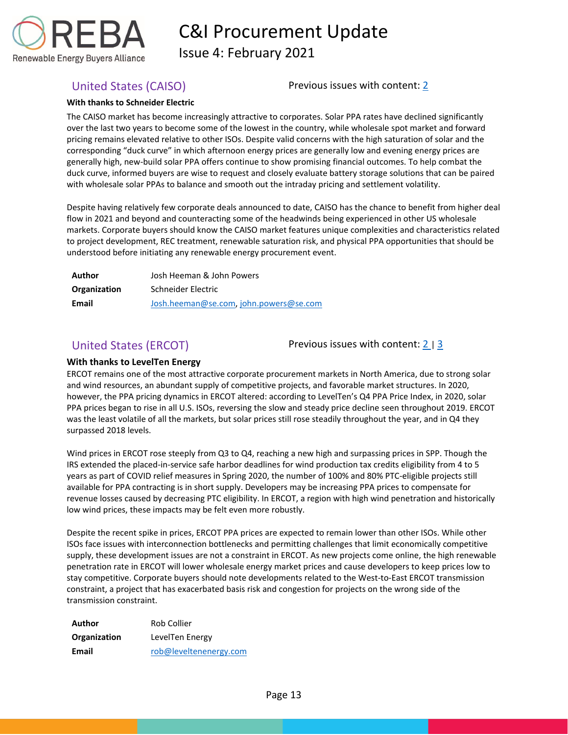## United States (CAISO)

Previous issues with content: [2]

**With thanks to Schneider Electric**

The CAISO market has become increasingly attractive to corporates. Solar PPA rates have declined significantly over the last two years to become some of the lowest in the country, while wholesale spot market and forward pricing remains elevated relative to other ISOs. Despite valid concerns with the high saturation of solar and the corresponding "duck curve" in which afternoon energy prices are generally low and evening energy prices are generally high, new-build solar PPA offers continue to show promising financial outcomes. To help combat the duck curve, informed buyers are wise to request and closely evaluate battery storage solutions that can be paired with wholesale solar PPAs to balance and smooth out the intraday pricing and settlement volatility.

Despite having relatively few corporate deals announced to date, CAISO has the chance to benefit from higher deal flow in 2021 and beyond and counteracting some of the headwinds being experienced in other US wholesale markets. Corporate buyers should know the CAISO market features unique complexities and characteristics related to project development, REC treatment, renewable saturation risk, and physical PPA opportunities that should be understood before initiating any renewable energy procurement event.

| | |
|---|---|
| **Author** | Josh Heeman & John Powers |
| **Organization** | Schneider Electric |
| **Email** | Josh.heeman@se.com, john.powers@se.com |

## United States (ERCOT)

Previous issues with content: [2] | [3]

**With thanks to LevelTen Energy**

ERCOT remains one of the most attractive corporate procurement markets in North America, due to strong solar and wind resources, an abundant supply of competitive projects, and favorable market structures. In 2020, however, the PPA pricing dynamics in ERCOT altered: according to LevelTen's Q4 PPA Price Index, in 2020, solar PPA prices began to rise in all U.S. ISOs, reversing the slow and steady price decline seen throughout 2019. ERCOT was the least volatile of all the markets, but solar prices still rose steadily throughout the year, and in Q4 they surpassed 2018 levels.

Wind prices in ERCOT rose steeply from Q3 to Q4, reaching a new high and surpassing prices in SPP. Though the IRS extended the placed-in-service safe harbor deadlines for wind production tax credits eligibility from 4 to 5 years as part of COVID relief measures in Spring 2020, the number of 100% and 80% PTC-eligible projects still available for PPA contracting is in short supply. Developers may be increasing PPA prices to compensate for revenue losses caused by decreasing PTC eligibility. In ERCOT, a region with high wind penetration and historically low wind prices, these impacts may be felt even more robustly.

Despite the recent spike in prices, ERCOT PPA prices are expected to remain lower than other ISOs. While other ISOs face issues with interconnection bottlenecks and permitting challenges that limit economically competitive supply, these development issues are not a constraint in ERCOT. As new projects come online, the high renewable penetration rate in ERCOT will lower wholesale energy market prices and cause developers to keep prices low to stay competitive. Corporate buyers should note developments related to the West-to-East ERCOT transmission constraint, a project that has exacerbated basis risk and congestion for projects on the wrong side of the transmission constraint.

| | |
|---|---|
| **Author** | Rob Collier |
| **Organization** | LevelTen Energy |
| **Email** | rob@leveltenenergy.com |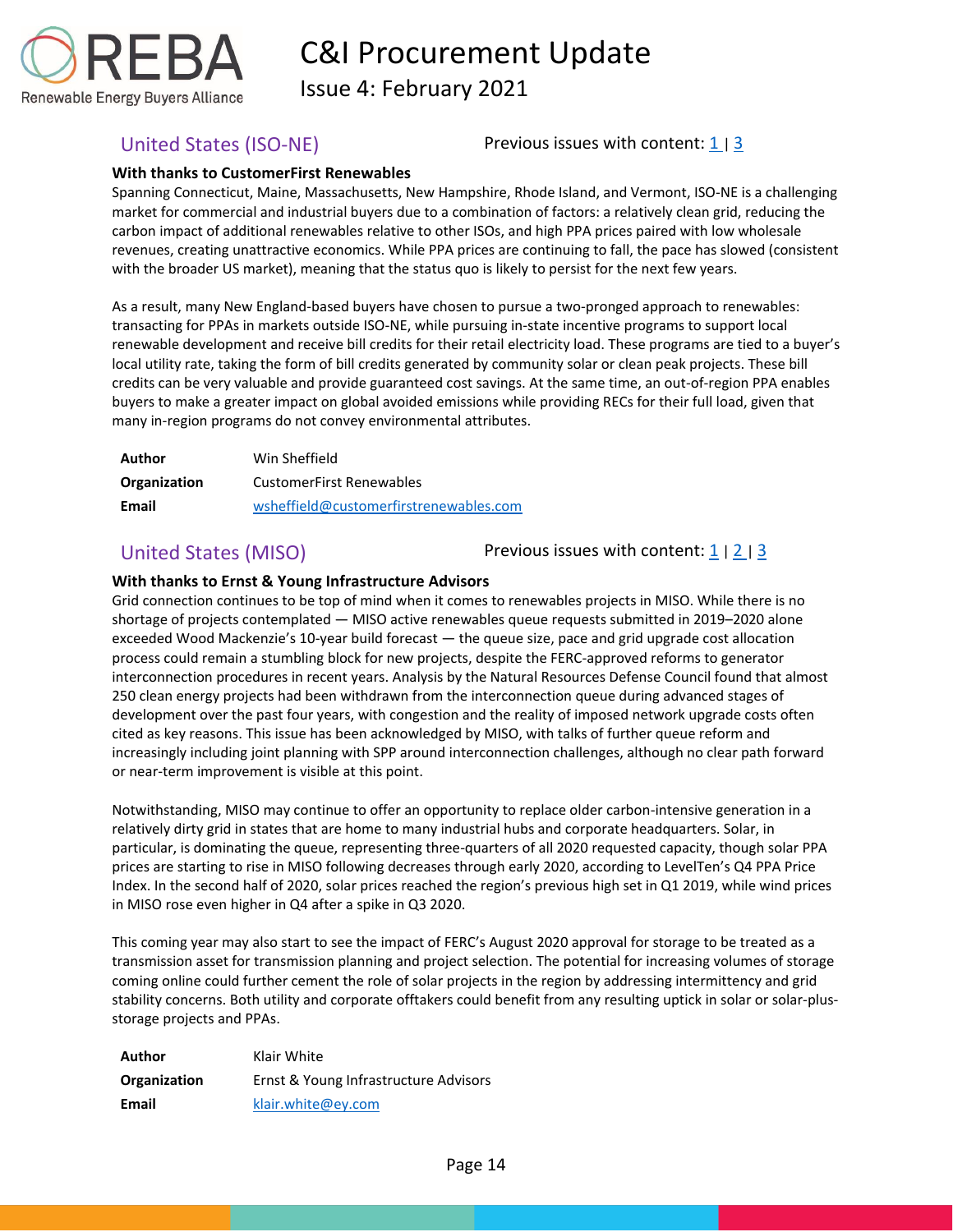## United States (ISO-NE)

Previous issues with content: 1 | 3

**With thanks to CustomerFirst Renewables**

Spanning Connecticut, Maine, Massachusetts, New Hampshire, Rhode Island, and Vermont, ISO-NE is a challenging market for commercial and industrial buyers due to a combination of factors: a relatively clean grid, reducing the carbon impact of additional renewables relative to other ISOs, and high PPA prices paired with low wholesale revenues, creating unattractive economics. While PPA prices are continuing to fall, the pace has slowed (consistent with the broader US market), meaning that the status quo is likely to persist for the next few years.

As a result, many New England-based buyers have chosen to pursue a two-pronged approach to renewables: transacting for PPAs in markets outside ISO-NE, while pursuing in-state incentive programs to support local renewable development and receive bill credits for their retail electricity load. These programs are tied to a buyer's local utility rate, taking the form of bill credits generated by community solar or clean peak projects. These bill credits can be very valuable and provide guaranteed cost savings. At the same time, an out-of-region PPA enables buyers to make a greater impact on global avoided emissions while providing RECs for their full load, given that many in-region programs do not convey environmental attributes.

| | |
|---|---|
| **Author** | Win Sheffield |
| **Organization** | CustomerFirst Renewables |
| **Email** | wsheffield@customerfirstrenewables.com |

## United States (MISO)

Previous issues with content: 1 | 2 | 3

**With thanks to Ernst & Young Infrastructure Advisors**

Grid connection continues to be top of mind when it comes to renewables projects in MISO. While there is no shortage of projects contemplated — MISO active renewables queue requests submitted in 2019–2020 alone exceeded Wood Mackenzie's 10-year build forecast — the queue size, pace and grid upgrade cost allocation process could remain a stumbling block for new projects, despite the FERC-approved reforms to generator interconnection procedures in recent years. Analysis by the Natural Resources Defense Council found that almost 250 clean energy projects had been withdrawn from the interconnection queue during advanced stages of development over the past four years, with congestion and the reality of imposed network upgrade costs often cited as key reasons. This issue has been acknowledged by MISO, with talks of further queue reform and increasingly including joint planning with SPP around interconnection challenges, although no clear path forward or near-term improvement is visible at this point.

Notwithstanding, MISO may continue to offer an opportunity to replace older carbon-intensive generation in a relatively dirty grid in states that are home to many industrial hubs and corporate headquarters. Solar, in particular, is dominating the queue, representing three-quarters of all 2020 requested capacity, though solar PPA prices are starting to rise in MISO following decreases through early 2020, according to LevelTen's Q4 PPA Price Index. In the second half of 2020, solar prices reached the region's previous high set in Q1 2019, while wind prices in MISO rose even higher in Q4 after a spike in Q3 2020.

This coming year may also start to see the impact of FERC's August 2020 approval for storage to be treated as a transmission asset for transmission planning and project selection. The potential for increasing volumes of storage coming online could further cement the role of solar projects in the region by addressing intermittency and grid stability concerns. Both utility and corporate offtakers could benefit from any resulting uptick in solar or solar-plus-storage projects and PPAs.

| | |
|---|---|
| **Author** | Klair White |
| **Organization** | Ernst & Young Infrastructure Advisors |
| **Email** | klair.white@ey.com |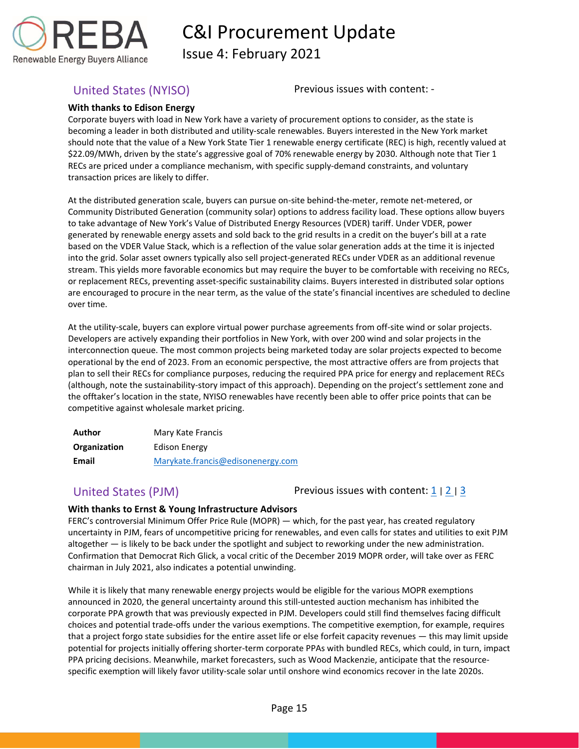## United States (NYISO)

Previous issues with content: -

**With thanks to Edison Energy**

Corporate buyers with load in New York have a variety of procurement options to consider, as the state is becoming a leader in both distributed and utility-scale renewables. Buyers interested in the New York market should note that the value of a New York State Tier 1 renewable energy certificate (REC) is high, recently valued at $22.09/MWh, driven by the state's aggressive goal of 70% renewable energy by 2030. Although note that Tier 1 RECs are priced under a compliance mechanism, with specific supply-demand constraints, and voluntary transaction prices are likely to differ.

At the distributed generation scale, buyers can pursue on-site behind-the-meter, remote net-metered, or Community Distributed Generation (community solar) options to address facility load. These options allow buyers to take advantage of New York's Value of Distributed Energy Resources (VDER) tariff. Under VDER, power generated by renewable energy assets and sold back to the grid results in a credit on the buyer's bill at a rate based on the VDER Value Stack, which is a reflection of the value solar generation adds at the time it is injected into the grid. Solar asset owners typically also sell project-generated RECs under VDER as an additional revenue stream. This yields more favorable economics but may require the buyer to be comfortable with receiving no RECs, or replacement RECs, preventing asset-specific sustainability claims. Buyers interested in distributed solar options are encouraged to procure in the near term, as the value of the state's financial incentives are scheduled to decline over time.

At the utility-scale, buyers can explore virtual power purchase agreements from off-site wind or solar projects. Developers are actively expanding their portfolios in New York, with over 200 wind and solar projects in the interconnection queue. The most common projects being marketed today are solar projects expected to become operational by the end of 2023. From an economic perspective, the most attractive offers are from projects that plan to sell their RECs for compliance purposes, reducing the required PPA price for energy and replacement RECs (although, note the sustainability-story impact of this approach). Depending on the project's settlement zone and the offtaker's location in the state, NYISO renewables have recently been able to offer price points that can be competitive against wholesale market pricing.

| | |
|---|---|
| **Author** | Mary Kate Francis |
| **Organization** | Edison Energy |
| **Email** | Marykate.francis@edisonenergy.com |

## United States (PJM)

Previous issues with content: 1 | 2 | 3

**With thanks to Ernst & Young Infrastructure Advisors**

FERC's controversial Minimum Offer Price Rule (MOPR) — which, for the past year, has created regulatory uncertainty in PJM, fears of uncompetitive pricing for renewables, and even calls for states and utilities to exit PJM altogether — is likely to be back under the spotlight and subject to reworking under the new administration. Confirmation that Democrat Rich Glick, a vocal critic of the December 2019 MOPR order, will take over as FERC chairman in July 2021, also indicates a potential unwinding.

While it is likely that many renewable energy projects would be eligible for the various MOPR exemptions announced in 2020, the general uncertainty around this still-untested auction mechanism has inhibited the corporate PPA growth that was previously expected in PJM. Developers could still find themselves facing difficult choices and potential trade-offs under the various exemptions. The competitive exemption, for example, requires that a project forgo state subsidies for the entire asset life or else forfeit capacity revenues — this may limit upside potential for projects initially offering shorter-term corporate PPAs with bundled RECs, which could, in turn, impact PPA pricing decisions. Meanwhile, market forecasters, such as Wood Mackenzie, anticipate that the resource-specific exemption will likely favor utility-scale solar until onshore wind economics recover in the late 2020s.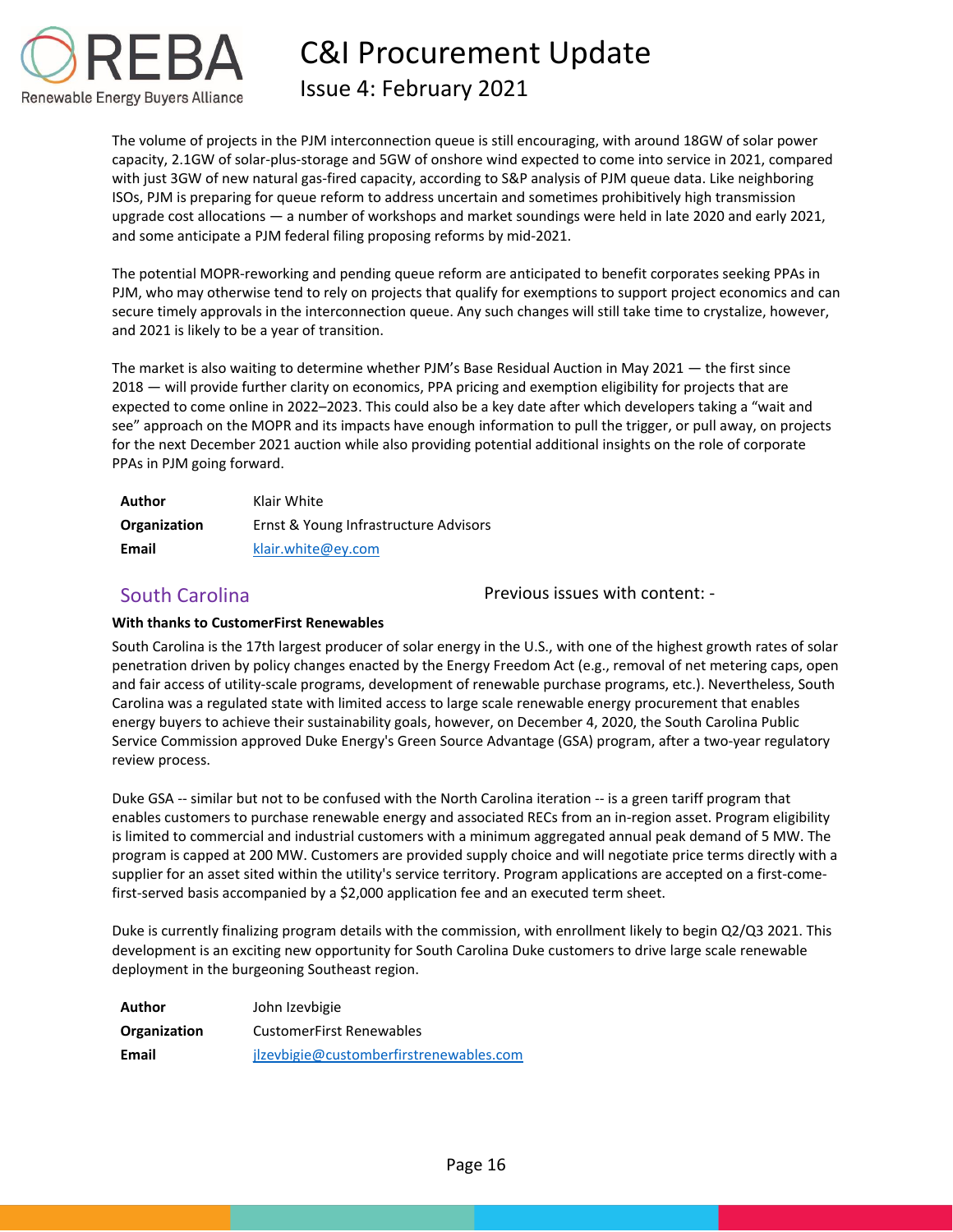The volume of projects in the PJM interconnection queue is still encouraging, with around 18GW of solar power capacity, 2.1GW of solar-plus-storage and 5GW of onshore wind expected to come into service in 2021, compared with just 3GW of new natural gas-fired capacity, according to S&P analysis of PJM queue data. Like neighboring ISOs, PJM is preparing for queue reform to address uncertain and sometimes prohibitively high transmission upgrade cost allocations — a number of workshops and market soundings were held in late 2020 and early 2021, and some anticipate a PJM federal filing proposing reforms by mid-2021.

The potential MOPR-reworking and pending queue reform are anticipated to benefit corporates seeking PPAs in PJM, who may otherwise tend to rely on projects that qualify for exemptions to support project economics and can secure timely approvals in the interconnection queue. Any such changes will still take time to crystalize, however, and 2021 is likely to be a year of transition.

The market is also waiting to determine whether PJM's Base Residual Auction in May 2021 — the first since 2018 — will provide further clarity on economics, PPA pricing and exemption eligibility for projects that are expected to come online in 2022–2023. This could also be a key date after which developers taking a "wait and see" approach on the MOPR and its impacts have enough information to pull the trigger, or pull away, on projects for the next December 2021 auction while also providing potential additional insights on the role of corporate PPAs in PJM going forward.

| | |
|---|---|
| **Author** | Klair White |
| **Organization** | Ernst & Young Infrastructure Advisors |
| **Email** | klair.white@ey.com |

## South Carolina

Previous issues with content: -

**With thanks to CustomerFirst Renewables**

South Carolina is the 17th largest producer of solar energy in the U.S., with one of the highest growth rates of solar penetration driven by policy changes enacted by the Energy Freedom Act (e.g., removal of net metering caps, open and fair access of utility-scale programs, development of renewable purchase programs, etc.). Nevertheless, South Carolina was a regulated state with limited access to large scale renewable energy procurement that enables energy buyers to achieve their sustainability goals, however, on December 4, 2020, the South Carolina Public Service Commission approved Duke Energy's Green Source Advantage (GSA) program, after a two-year regulatory review process.

Duke GSA -- similar but not to be confused with the North Carolina iteration -- is a green tariff program that enables customers to purchase renewable energy and associated RECs from an in-region asset. Program eligibility is limited to commercial and industrial customers with a minimum aggregated annual peak demand of 5 MW. The program is capped at 200 MW. Customers are provided supply choice and will negotiate price terms directly with a supplier for an asset sited within the utility's service territory. Program applications are accepted on a first-come-first-served basis accompanied by a $2,000 application fee and an executed term sheet.

Duke is currently finalizing program details with the commission, with enrollment likely to begin Q2/Q3 2021. This development is an exciting new opportunity for South Carolina Duke customers to drive large scale renewable deployment in the burgeoning Southeast region.

| | |
|---|---|
| **Author** | John Izevbigie |
| **Organization** | CustomerFirst Renewables |
| **Email** | jlzevbigie@customberfirstrenewables.com |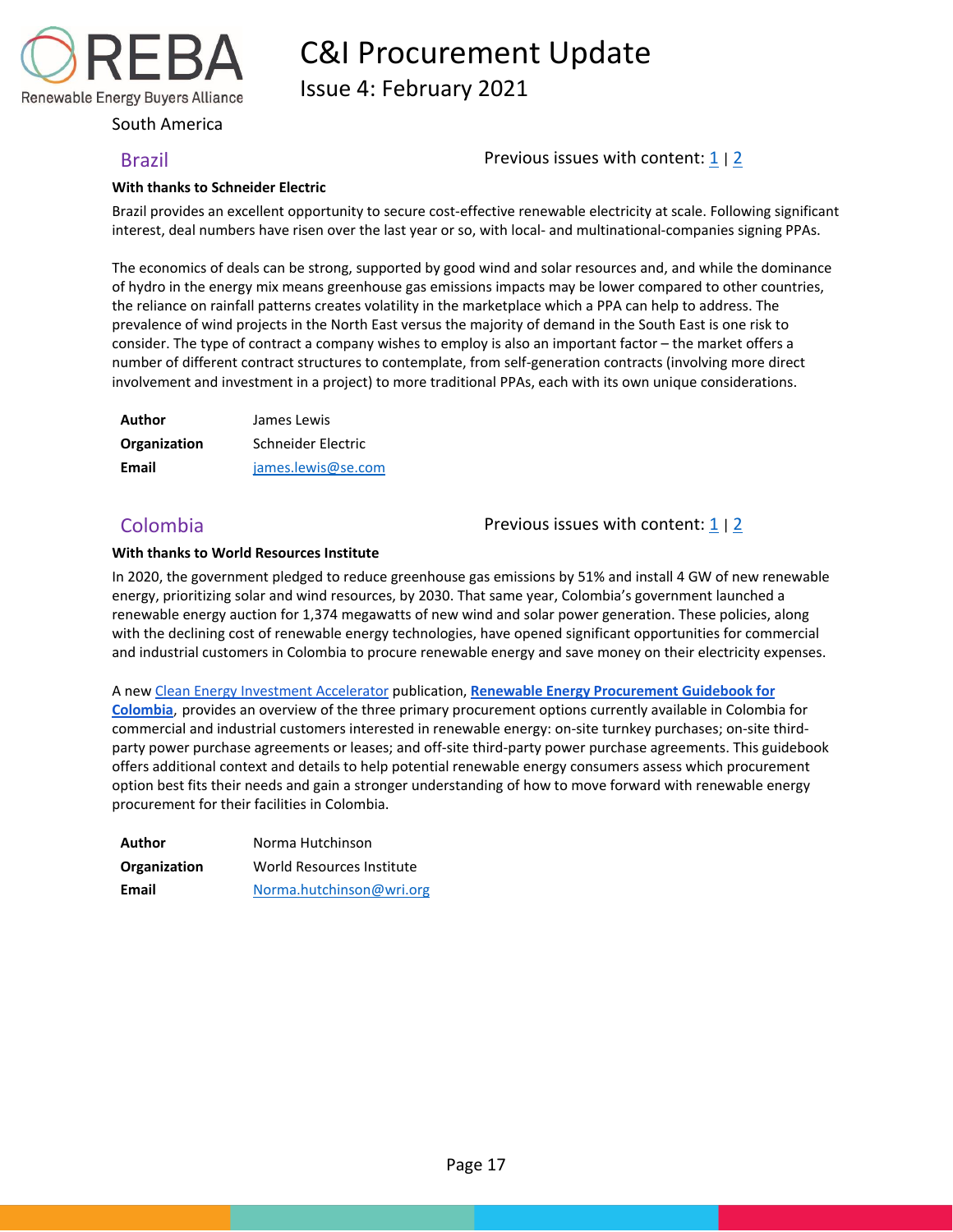South America

## Brazil

Previous issues with content: 1 | 2

**With thanks to Schneider Electric**

Brazil provides an excellent opportunity to secure cost-effective renewable electricity at scale. Following significant interest, deal numbers have risen over the last year or so, with local- and multinational-companies signing PPAs.

The economics of deals can be strong, supported by good wind and solar resources and, and while the dominance of hydro in the energy mix means greenhouse gas emissions impacts may be lower compared to other countries, the reliance on rainfall patterns creates volatility in the marketplace which a PPA can help to address. The prevalence of wind projects in the North East versus the majority of demand in the South East is one risk to consider. The type of contract a company wishes to employ is also an important factor – the market offers a number of different contract structures to contemplate, from self-generation contracts (involving more direct involvement and investment in a project) to more traditional PPAs, each with its own unique considerations.

| | |
|---|---|
| **Author** | James Lewis |
| **Organization** | Schneider Electric |
| **Email** | james.lewis@se.com |

## Colombia

Previous issues with content: 1 | 2

**With thanks to World Resources Institute**

In 2020, the government pledged to reduce greenhouse gas emissions by 51% and install 4 GW of new renewable energy, prioritizing solar and wind resources, by 2030. That same year, Colombia's government launched a renewable energy auction for 1,374 megawatts of new wind and solar power generation. These policies, along with the declining cost of renewable energy technologies, have opened significant opportunities for commercial and industrial customers in Colombia to procure renewable energy and save money on their electricity expenses.

A new Clean Energy Investment Accelerator publication, **Renewable Energy Procurement Guidebook for Colombia**, provides an overview of the three primary procurement options currently available in Colombia for commercial and industrial customers interested in renewable energy: on-site turnkey purchases; on-site third-party power purchase agreements or leases; and off-site third-party power purchase agreements. This guidebook offers additional context and details to help potential renewable energy consumers assess which procurement option best fits their needs and gain a stronger understanding of how to move forward with renewable energy procurement for their facilities in Colombia.

| | |
|---|---|
| **Author** | Norma Hutchinson |
| **Organization** | World Resources Institute |
| **Email** | Norma.hutchinson@wri.org |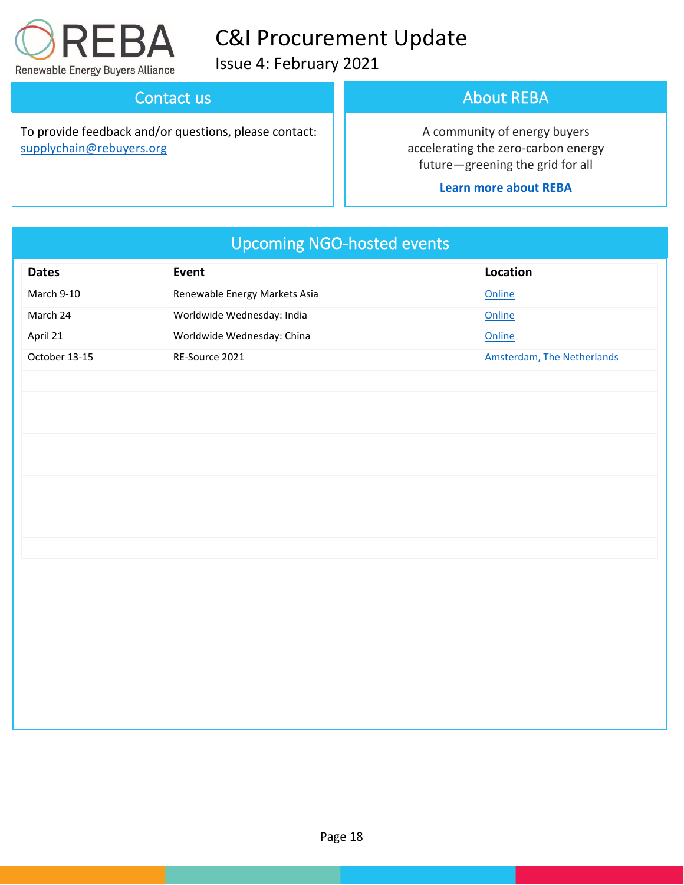# C&I Procurement Update

Issue 4: February 2021

## Contact us

To provide feedback and/or questions, please contact: [supplychain@rebuyers.org](mailto:supplychain@rebuyers.org)

## About REBA

A community of energy buyers accelerating the zero-carbon energy future—greening the grid for all

**Learn more about REBA**

## Upcoming NGO-hosted events

| Dates | Event | Location |
|---|---|---|
| March 9-10 | Renewable Energy Markets Asia | Online |
| March 24 | Worldwide Wednesday: India | Online |
| April 21 | Worldwide Wednesday: China | Online |
| October 13-15 | RE-Source 2021 | Amsterdam, The Netherlands |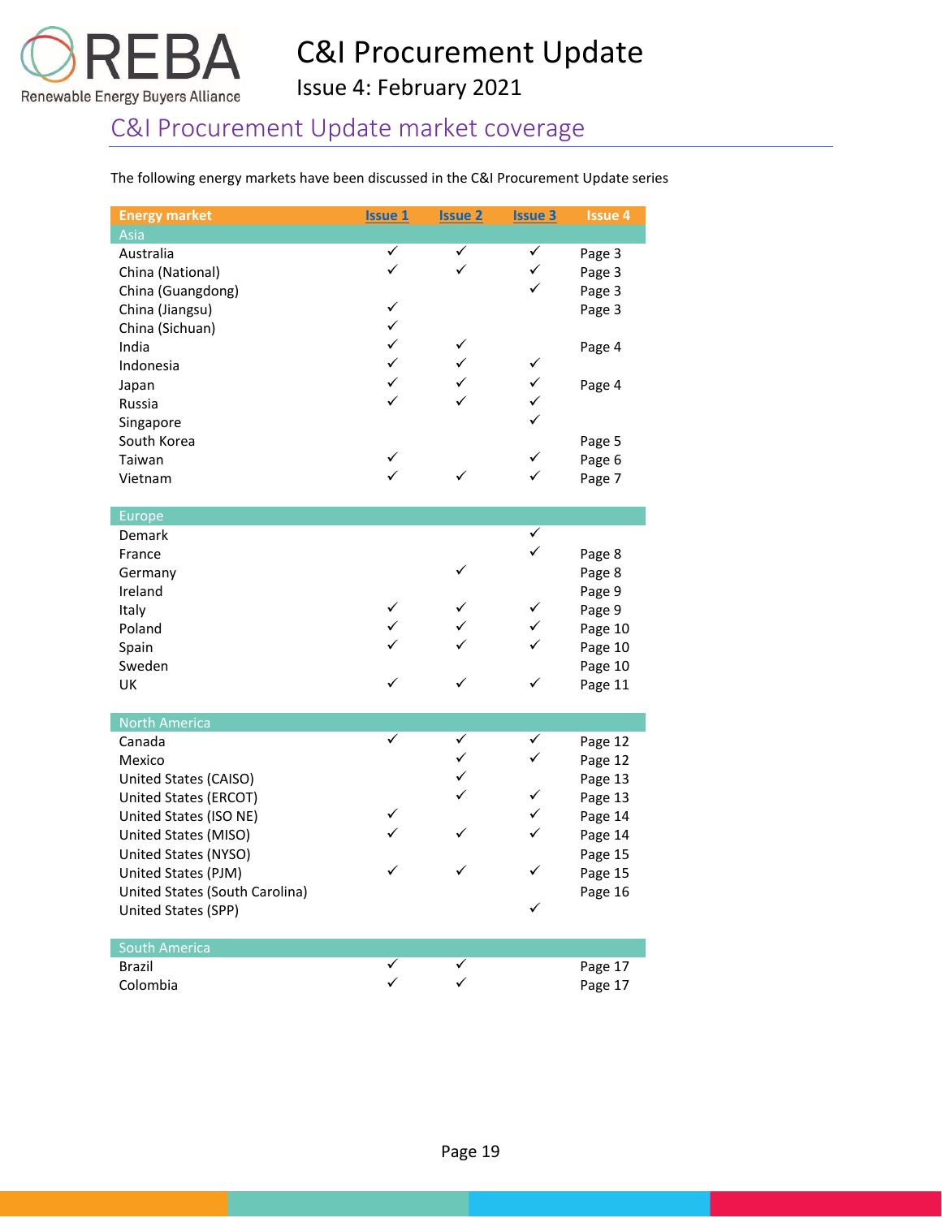# C&I Procurement Update

Issue 4: February 2021

## C&I Procurement Update market coverage

The following energy markets have been discussed in the C&I Procurement Update series

| Energy market | Issue 1 | Issue 2 | Issue 3 | Issue 4 |
|---|---|---|---|---|
| **Asia** | | | | |
| Australia | ✓ | ✓ | ✓ | Page 3 |
| China (National) | ✓ | ✓ | ✓ | Page 3 |
| China (Guangdong) | | | ✓ | Page 3 |
| China (Jiangsu) | ✓ | | | Page 3 |
| China (Sichuan) | ✓ | | | |
| India | ✓ | ✓ | | Page 4 |
| Indonesia | ✓ | ✓ | ✓ | |
| Japan | ✓ | ✓ | ✓ | Page 4 |
| Russia | ✓ | ✓ | ✓ | |
| Singapore | | | ✓ | |
| South Korea | | | | Page 5 |
| Taiwan | ✓ | | ✓ | Page 6 |
| Vietnam | ✓ | ✓ | ✓ | Page 7 |
| **Europe** | | | | |
| Demark | | | ✓ | |
| France | | | ✓ | Page 8 |
| Germany | | ✓ | | Page 8 |
| Ireland | | | | Page 9 |
| Italy | ✓ | ✓ | ✓ | Page 9 |
| Poland | ✓ | ✓ | ✓ | Page 10 |
| Spain | ✓ | ✓ | ✓ | Page 10 |
| Sweden | | | | Page 10 |
| UK | ✓ | ✓ | ✓ | Page 11 |
| **North America** | | | | |
| Canada | ✓ | ✓ | ✓ | Page 12 |
| Mexico | | ✓ | ✓ | Page 12 |
| United States (CAISO) | | ✓ | | Page 13 |
| United States (ERCOT) | | ✓ | ✓ | Page 13 |
| United States (ISO NE) | ✓ | | ✓ | Page 14 |
| United States (MISO) | ✓ | ✓ | ✓ | Page 14 |
| United States (NYSO) | | | | Page 15 |
| United States (PJM) | ✓ | ✓ | ✓ | Page 15 |
| United States (South Carolina) | | | | Page 16 |
| United States (SPP) | | | ✓ | |
| **South America** | | | | |
| Brazil | ✓ | ✓ | | Page 17 |
| Colombia | ✓ | ✓ | | Page 17 |